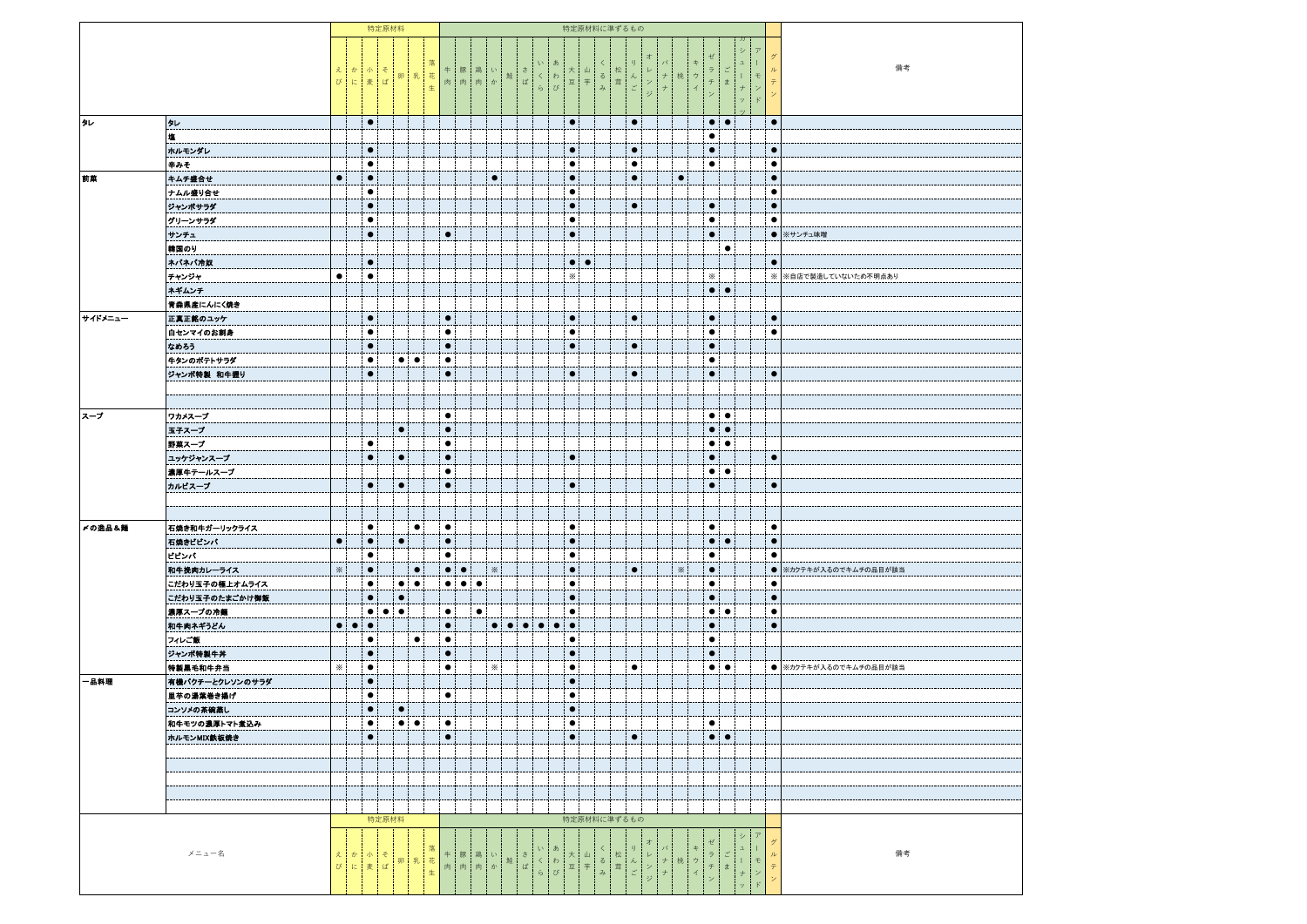| | メニュー名 | 特定原材料 | | | | | | | 特定原材料に準ずるもの | | | | | | | | | | | | | | | | | | | | | | | 備考 |
|---|---|---|---|---|---|---|---|---|---|---|---|---|---|---|---|---|---|---|---|---|---|---|---|---|---|---|---|---|---|---|---|---|
| | | えび | かに | 小麦 | そば | 卵 | 乳 | 落花生 | 牛肉 | 豚肉 | 鶏肉 | いか | 鮭 | さば | いくら | あわび | 大豆 | 山芋 | くるみ | 松茸 | りんご | オレンジ | バナナ | 桃 | キウイ | ゼラチン | ごま | カシューナッツ | アーモンド | グルテン | |
| タレ | タレ | | | ● | | | | | | | | | | | | | ● | | | | ● | | | | | ● | ● | | | ● | |
| | 塩 | | | | | | | | | | | | | | | | | | | | | | | | | ● | | | | | |
| | ホルモンダレ | | | ● | | | | | | | | | | | | | ● | | | | ● | | | | | ● | | | | ● | |
| | 辛みそ | | | ● | | | | | | | | | | | | | ● | | | | ● | | | | | ● | | | | ● | |
| 前菜 | キムチ盛合せ | ● | | ● | | | | | | | | ● | | | | | ● | | | | ● | | | ● | | | | | | ● | |
| | ナムル盛り合せ | | | ● | | | | | | | | | | | | | ● | | | | | | | | | | | | | ● | |
| | ジャンボサラダ | | | ● | | | | | | | | | | | | | ● | | | | ● | | | | | ● | | | | ● | |
| | グリーンサラダ | | | ● | | | | | | | | | | | | | ● | | | | | | | | | ● | | | | ● | |
| | サンチュ | | | ● | | | | | ● | | | | | | | | ● | | | | | | | | | ● | | | | ● | ※サンチュ味噌 |
| | 韓国のり | | | | | | | | | | | | | | | | | | | | | | | | | | ● | | | | |
| | ネバネバ冷奴 | | | ● | | | | | | | | | | | | | ● | ● | | | | | | | | | | | | ● | |
| | チャンジャ | ● | | ● | | | | | | | | | | | | | ※ | | | | | | | | | ※ | | | | ※ | ※自店で製造していないため不明点あり |
| | ネギムンチ | | | | | | | | | | | | | | | | | | | | | | | | | ● | ● | | | | |
| | 青森県産にんにく焼き | | | | | | | | | | | | | | | | | | | | | | | | | | | | | | |
| サイドメニュー | 正真正銘のユッケ | | | ● | | | | | ● | | | | | | | | ● | | | | ● | | | | | ● | | | | ● | |
| | 白センマイのお刺身 | | | ● | | | | | ● | | | | | | | | ● | | | | | | | | | ● | | | | ● | |
| | なめろう | | | ● | | | | | ● | | | | | | | | ● | | | | ● | | | | | ● | | | | | |
| | 牛タンのポテトサラダ | | | ● | | ● | ● | | ● | | | | | | | | | | | | | | | | | ● | | | | | |
| | ジャンボ特製　和牛握り | | | ● | | | | | ● | | | | | | | | ● | | | | ● | | | | | ● | | | | ● | |
| スープ | ワカメスープ | | | | | | | | ● | | | | | | | | | | | | | | | | | ● | ● | | | | |
| | 玉子スープ | | | | | ● | | | ● | | | | | | | | | | | | | | | | | ● | ● | | | | |
| | 野菜スープ | | | ● | | | | | ● | | | | | | | | | | | | | | | | | ● | ● | | | | |
| | ユッケジャンスープ | | | ● | | ● | | | ● | | | | | | | | ● | | | | | | | | | ● | | | | ● | |
| | 濃厚牛テールスープ | | | | | | | | ● | | | | | | | | | | | | | | | | | ● | ● | | | | |
| | カルビスープ | | | ● | | ● | | | ● | | | | | | | | ● | | | | | | | | | ● | | | | ● | |
| 〆の逸品＆麺 | 石焼き和牛ガーリックライス | | | ● | | | ● | | ● | | | | | | | | ● | | | | | | | | | ● | | | | ● | |
| | 石焼きビビンバ | ● | | ● | | ● | | | ● | | | | | | | | ● | | | | | | | | | ● | ● | | | ● | |
| | ビビンバ | | | ● | | | | | ● | | | | | | | | ● | | | | | | | | | ● | | | | ● | |
| | 和牛挽肉カレーライス | ※ | | ● | | | ● | | ● | ● | | ※ | | | | | ● | | | | ● | | | ※ | | ● | | | | ● | ※カクテキが入るのでキムチの品目が該当 |
| | こだわり玉子の極上オムライス | | | ● | | ● | ● | | ● | ● | ● | | | | | | ● | | | | | | | | | ● | | | | ● | |
| | こだわり玉子のたまごかけ御飯 | | | ● | | ● | | | | | | | | | | | ● | | | | | | | | | ● | | | | ● | |
| | 濃厚スープの冷麺 | | | ● | ● | ● | | | ● | | ● | | | | | | ● | | | | | | | | | ● | ● | | | ● | |
| | 和牛肉ネギうどん | ● | ● | ● | | | | | ● | | | ● | ● | ● | ● | ● | ● | | | | | | | | | ● | | | | ● | |
| | フィレご飯 | | | ● | | | ● | | ● | | | | | | | | ● | | | | | | | | | ● | | | | | |
| | ジャンボ特製牛丼 | | | ● | | | | | ● | | | | | | | | ● | | | | | | | | | ● | | | | | |
| | 特製黒毛和牛弁当 | ※ | | ● | | | | | ● | | | ※ | | | | | ● | | | | ● | | | | | ● | ● | | | ● | ※カクテキが入るのでキムチの品目が該当 |
| 一品料理 | 有機パクチーとクレソンのサラダ | | | ● | | | | | | | | | | | | | ● | | | | | | | | | | | | | | |
| | 里芋の湯葉巻き揚げ | | | ● | | | | | ● | | | | | | | | ● | | | | | | | | | | | | | | |
| | コンソメの茶碗蒸し | | | ● | | ● | | | | | | | | | | | ● | | | | | | | | | | | | | | |
| | 和牛モツの濃厚トマト煮込み | | | ● | | ● | ● | | ● | | | | | | | | ● | | | | | | | | | ● | | | | | |
| | ホルモンMIX鉄板焼き | | | ● | | | | | ● | | | | | | | | ● | | | | ● | | | | | ● | ● | | | | |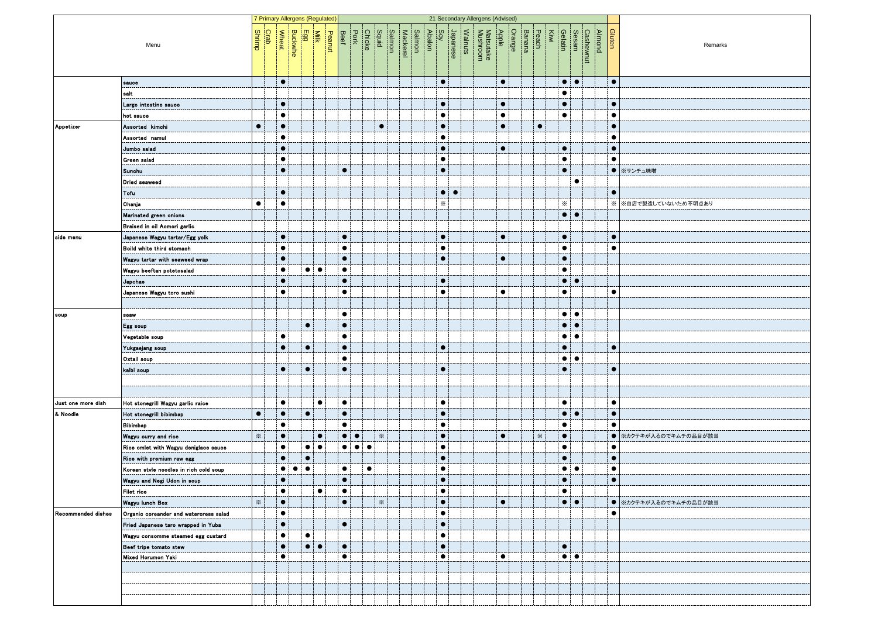| Menu | | 7 Primary Allergens (Regulated) | | | | | | | 21 Secondary Allergens (Advised) | | | | | | | | | | | | | | | | | | | | | | Gluten | Remarks |
|---|---|---|---|---|---|---|---|---|---|---|---|---|---|---|---|---|---|---|---|---|---|---|---|---|---|---|---|---|---|---|---|---|
| | | Shrimp | Crab | Wheat | Buckwhe | Egg | Milk | Peanut | Beef | Pork | Chicke | Squid | Salmon | Mackerel | Salmon | Abalon | Soy | Japanese | Walnuts | Matsutake Mushroom | Apple | Orange | Banana | Peach | Kiwi | Gelatin | Sesam | Cashewnut | Almond | | |
| | sauce | | | ● | | | | | | | | | | | | | ● | | | | ● | | | | | ● | ● | | | ● | |
| | salt | | | | | | | | | | | | | | | | | | | | | | | | | ● | | | | | |
| | Large intestine sauce | | | ● | | | | | | | | | | | | | ● | | | | ● | | | | | ● | | | | ● | |
| | hot sauce | | | ● | | | | | | | | | | | | | ● | | | | ● | | | | | ● | | | | ● | |
| Appetizer | Assorted kimchi | ● | | ● | | | | | | | | ● | | | | | ● | | | | ● | | | ● | | | | | | ● | |
| | Assorted namul | | | ● | | | | | | | | | | | | | ● | | | | | | | | | | | | | ● | |
| | Jumbo salad | | | ● | | | | | | | | | | | | | ● | | | | ● | | | | | ● | | | | ● | |
| | Green salad | | | ● | | | | | | | | | | | | | ● | | | | | | | | | ● | | | | ● | |
| | Sunchu | | | ● | | | | | ● | | | | | | | | ● | | | | | | | | | ● | | | | ● | ※サンチュ味噌 |
| | Dried seaweed | | | | | | | | | | | | | | | | | | | | | | | | | | ● | | | | |
| | Tofu | | | ● | | | | | | | | | | | | | ● | ● | | | | | | | | | | | | ● | |
| | Chanja | ● | | ● | | | | | | | | | | | | | ※ | | | | | | | | | ※ | | | | ※ | ※自店で製造していないため不明点あり |
| | Marinated green onions | | | | | | | | | | | | | | | | | | | | | | | | | ● | ● | | | | |
| | Braised in oil Aomori garlic | | | | | | | | | | | | | | | | | | | | | | | | | | | | | | |
| side menu | Japanese Wagyu tartar/Egg yolk | | | ● | | | | | ● | | | | | | | | ● | | | | ● | | | | | ● | | | | ● | |
| | Boild white third stomach | | | ● | | | | | ● | | | | | | | | ● | | | | | | | | | ● | | | | ● | |
| | Wagyu tartar with seaweed wrap | | | ● | | | | | ● | | | | | | | | ● | | | | ● | | | | | ● | | | | | |
| | Wagyu beeftan potetosalad | | | ● | | ● | ● | | ● | | | | | | | | | | | | | | | | | ● | | | | | |
| | Japchae | | | ● | | | | | ● | | | | | | | | ● | | | | | | | | | ● | ● | | | | |
| | Japanese Wagyu toro sushi | | | ● | | | | | ● | | | | | | | | ● | | | | ● | | | | | ● | | | | ● | |
| soup | seaw | | | | | | | | ● | | | | | | | | | | | | | | | | | ● | ● | | | | |
| | Egg soup | | | | | ● | | | ● | | | | | | | | | | | | | | | | | ● | ● | | | | |
| | Vegetable soup | | | ● | | | | | ● | | | | | | | | | | | | | | | | | ● | ● | | | | |
| | Yukgaejang soup | | | ● | | ● | | | ● | | | | | | | | ● | | | | | | | | | ● | | | | ● | |
| | Oxtail soup | | | | | | | | ● | | | | | | | | | | | | | | | | | ● | ● | | | | |
| | kalbi soup | | | ● | | ● | | | ● | | | | | | | | ● | | | | | | | | | ● | | | | ● | |
| Just one more dish | Hot stonegrill Wagyu garlic raice | | | ● | | | ● | | ● | | | | | | | | ● | | | | | | | | | ● | | | | ● | |
| & Noodle | Hot stonegrill bibimbap | ● | | ● | | ● | | | ● | | | | | | | | ● | | | | | | | | | ● | ● | | | ● | |
| | Bibimbap | | | ● | | | | | ● | | | | | | | | ● | | | | | | | | | ● | | | | ● | |
| | Wagyu curry and rice | ※ | | ● | | | ● | | ● | ● | | ※ | | | | | ● | | | | ● | | | ※ | | ● | | | | ● | ※カクテキが入るのでキムチの品目が該当 |
| | Rice omlet with Wagyu deniglace sauce | | | ● | | ● | ● | | ● | ● | ● | | | | | | ● | | | | | | | | | ● | | | | ● | |
| | Rice with premium raw egg | | | ● | | ● | | | | | | | | | | | ● | | | | | | | | | ● | | | | ● | |
| | Korean style noodles in rich cold soup | | | ● | ● | ● | | | ● | | ● | | | | | | ● | | | | | | | | | ● | ● | | | ● | |
| | Wagyu and Negi Udon in soup | | | ● | | | | | ● | | | | | | | | ● | | | | | | | | | ● | | | | ● | |
| | Filet rice | | | ● | | | ● | | ● | | | | | | | | ● | | | | | | | | | ● | | | | | |
| | Wagyu lunch Box | ※ | | ● | | | | | ● | | | ※ | | | | | ● | | | | ● | | | | | ● | ● | | | ● | ※カクテキが入るのでキムチの品目が該当 |
| Recommended dishes | Organic coreander and watercress salad | | | ● | | | | | | | | | | | | | ● | | | | | | | | | | | | | ● | |
| | Fried Japanese taro wrapped in Yuba | | | ● | | | | | ● | | | | | | | | ● | | | | | | | | | | | | | | |
| | Wagyu consomme steamed egg custard | | | ● | | ● | | | | | | | | | | | ● | | | | | | | | | | | | | | |
| | Beef tripe tomato stew | | | ● | | ● | ● | | ● | | | | | | | | ● | | | | | | | | | ● | | | | | |
| | Mixed Horumon Yaki | | | ● | | | | | ● | | | | | | | | ● | | | | ● | | | | | ● | ● | | | | |